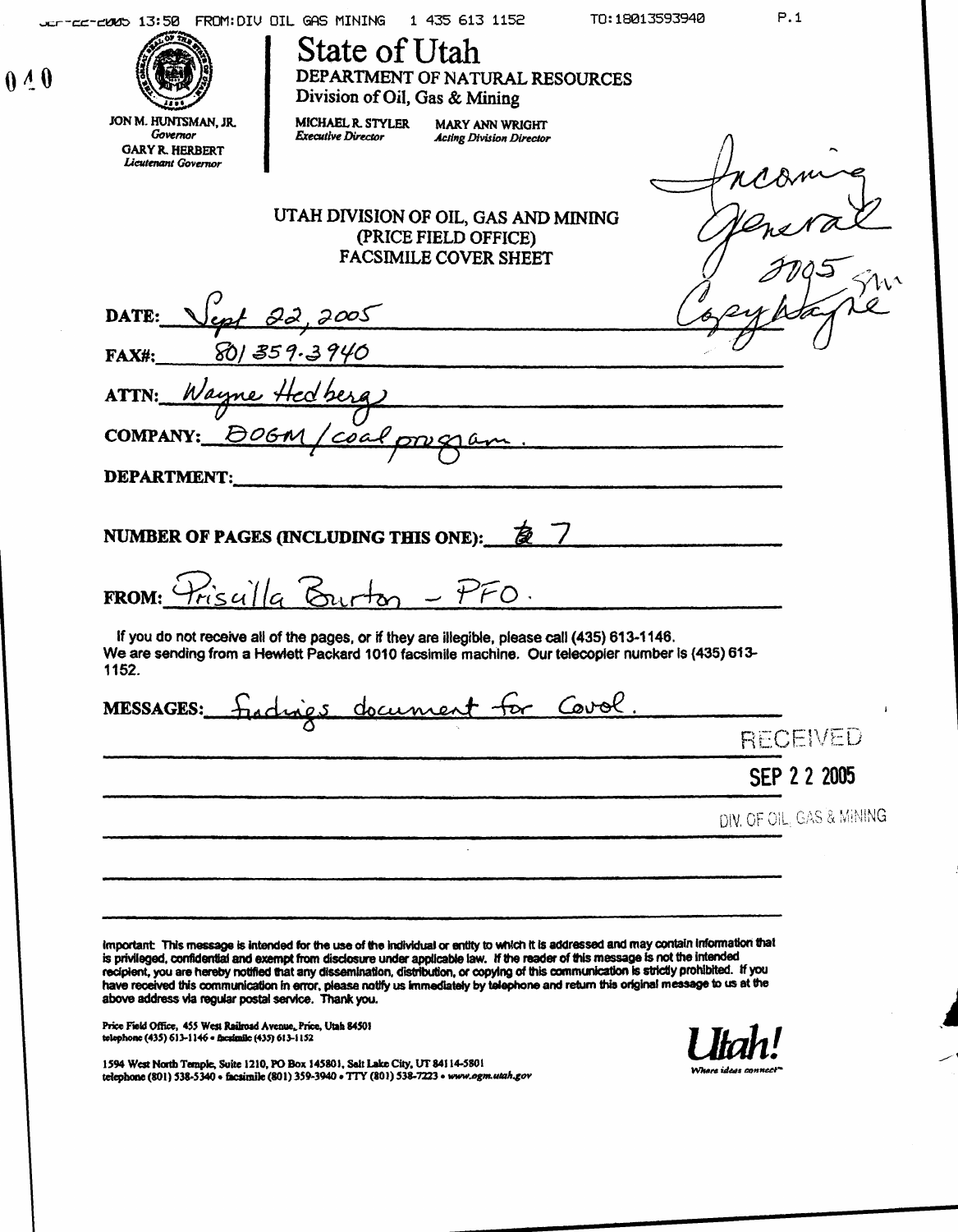SEP-22-2005 13:50 FROM:DIV OIL GAS MINING 1 435 613 1152 TO:18013593940 P.1

040

# State of Utah

DEPARTMENT OF NATURAL RESOURCES
Division of Oil, Gas & Mining

JON M. HUNTSMAN, JR.
*Governor*
GARY R. HERBERT
*Lieutenant Governor*

MICHAEL R. STYLER
*Executive Director*

MARY ANN WRIGHT
*Acting Division Director*

Incoming
General
2005
Copy Wayne

## UTAH DIVISION OF OIL, GAS AND MINING
## (PRICE FIELD OFFICE)
## FACSIMILE COVER SHEET

**DATE:** Sept 22, 2005

**FAX#:** 801 359-3940

**ATTN:** Wayne Hedberg

**COMPANY:** DOGM / coal program.

**DEPARTMENT:**

**NUMBER OF PAGES (INCLUDING THIS ONE):** 7

**FROM:** Priscilla Burton - PFO.

If you do not receive all of the pages, or if they are illegible, please call (435) 613-1146.
We are sending from a Hewlett Packard 1010 facsimile machine. Our telecopier number is (435) 613-1152.

**MESSAGES:** findings document for Covol.

RECEIVED
SEP 22 2005
DIV. OF OIL, GAS & MINING

Important: This message is intended for the use of the individual or entity to which it is addressed and may contain information that is privileged, confidential and exempt from disclosure under applicable law. If the reader of this message is not the intended recipient, you are hereby notified that any dissemination, distribution, or copying of this communication is strictly prohibited. If you have received this communication in error, please notify us immediately by telephone and return this original message to us at the above address via regular postal service. Thank you.

Price Field Office, 455 West Railroad Avenue, Price, Utah 84501
telephone (435) 613-1146 • facsimile (435) 613-1152

1594 West North Temple, Suite 1210, PO Box 145801, Salt Lake City, UT 84114-5801
telephone (801) 538-5340 • facsimile (801) 359-3940 • TTY (801) 538-7223 • www.ogm.utah.gov

Utah! Where ideas connect™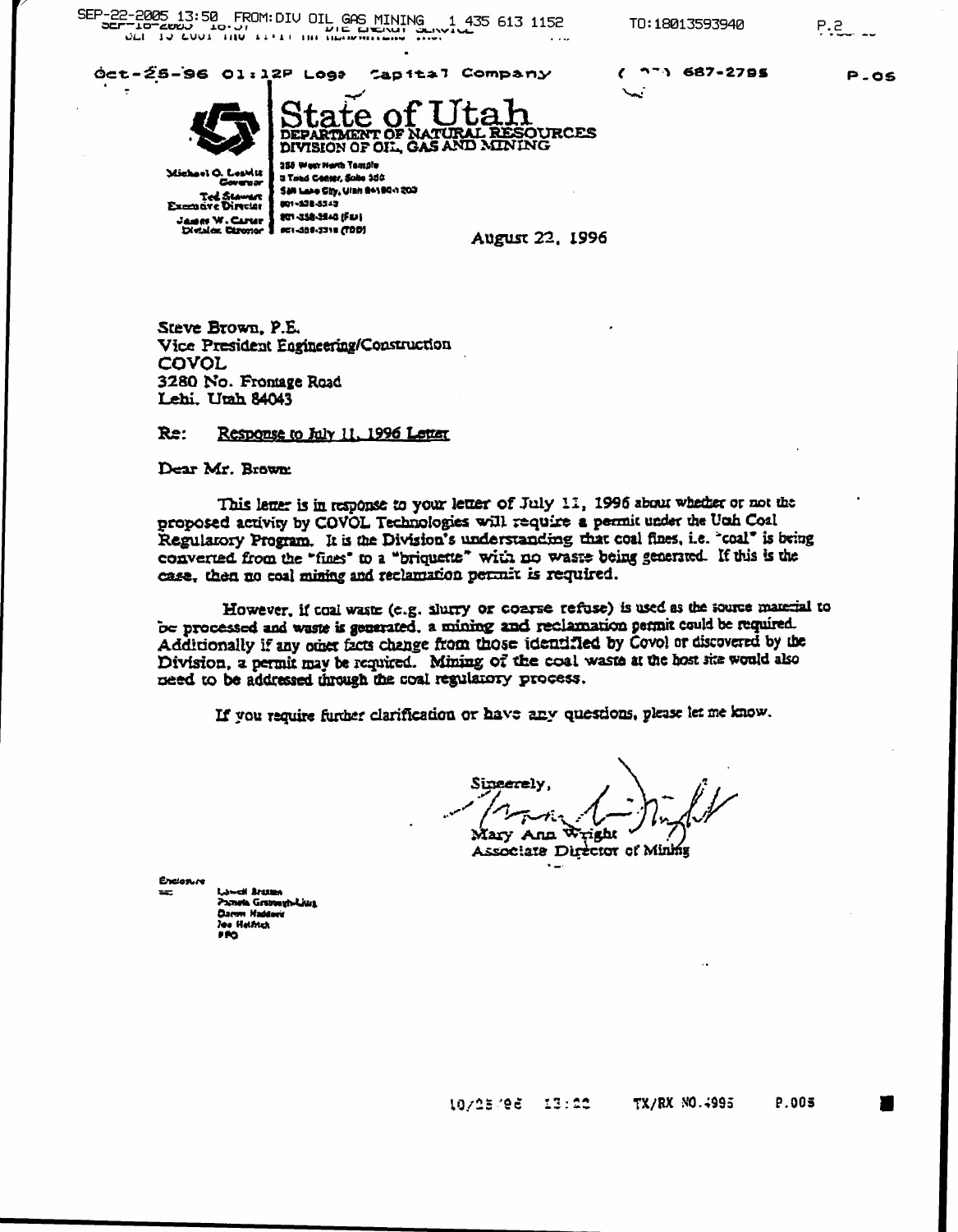# State of Utah

DEPARTMENT OF NATURAL RESOURCES
DIVISION OF OIL, GAS AND MINING

Michael O. Leavitt
Governor
Ted Stewart
Executive Director
James W. Carter
Division Director

355 West North Temple
3 Triad Center, Suite 350
Salt Lake City, Utah 84180-1203
801-538-5340
801-359-3940 (Fax)
801-538-7223 (TDD)

August 22, 1996

Steve Brown, P.E.
Vice President Engineering/Construction
COVOL
3280 No. Frontage Road
Lehi, Utah 84043

Re: Response to July 11, 1996 Letter

Dear Mr. Brown:

This letter is in response to your letter of July 11, 1996 about whether or not the proposed activity by COVOL Technologies will require a permit under the Utah Coal Regulatory Program. It is the Division's understanding that coal fines, i.e. "coal" is being converted from the "fines" to a "briquette" with no waste being generated. If this is the case, then no coal mining and reclamation permit is required.

However, if coal waste (e.g. slurry or coarse refuse) is used as the source material to be processed and waste is generated, a mining and reclamation permit could be required. Additionally if any other facts change from those identified by Covol or discovered by the Division, a permit may be required. Mining of the coal waste at the host site would also need to be addressed through the coal regulatory process.

If you require further clarification or have any questions, please let me know.

Sincerely,

Mary Ann Wright
Associate Director of Mining

Enclosure
cc: Lowell Braxton
Pamela Grubaugh-Littig
Daron Haddock
Joe Helfrich
PFO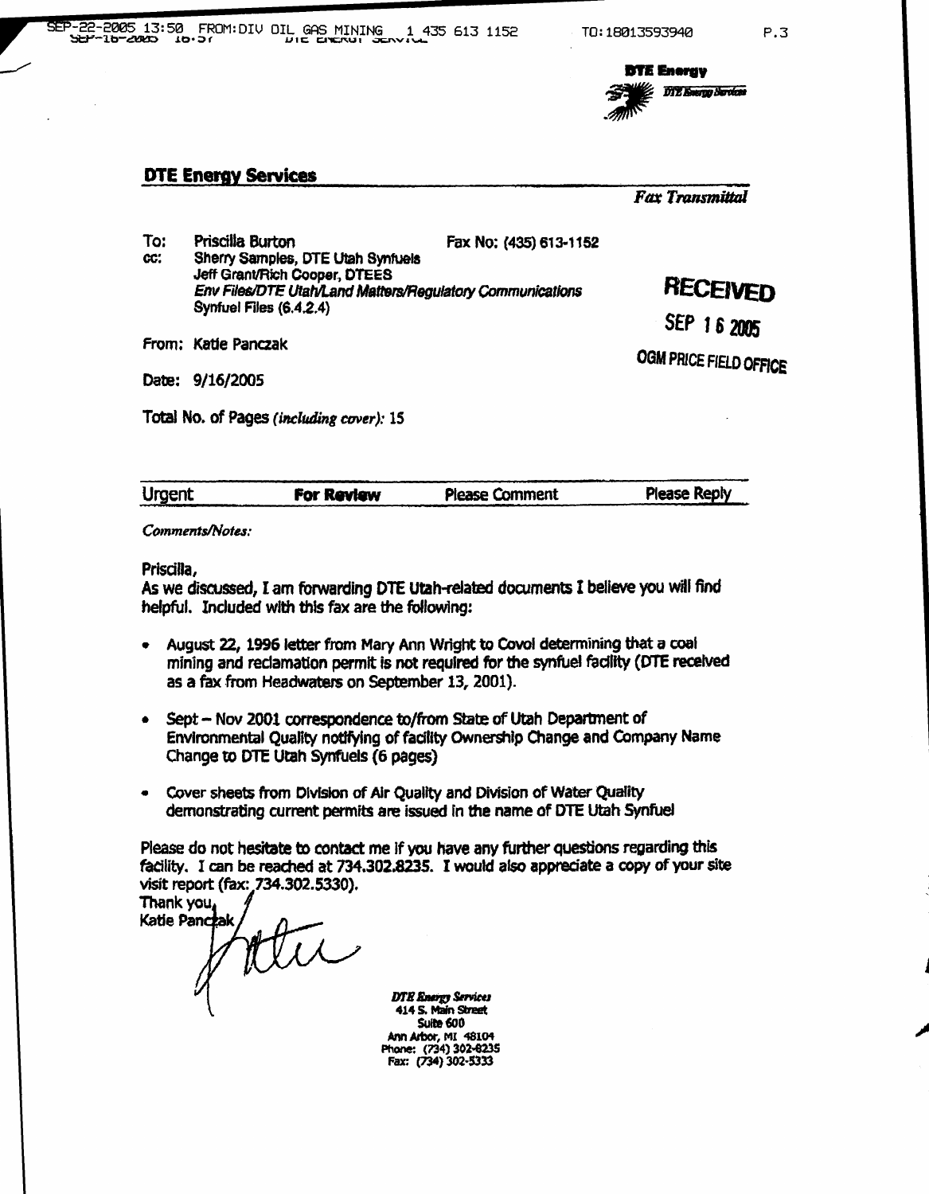**DTE Energy**
*DTE Energy Services*

## DTE Energy Services

*Fax Transmittal*

To: Priscilla Burton Fax No: (435) 613-1152
cc: Sherry Samples, DTE Utah Synfuels
Jeff Grant/Rich Cooper, DTEES
*Env Files/DTE Utah/Land Matters/Regulatory Communications*
Synfuel Files (6.4.2.4)

From: Katie Panczak

Date: 9/16/2005

Total No. of Pages *(including cover)*: 15

**RECEIVED**
**SEP 16 2005**
**OGM PRICE FIELD OFFICE**

| Urgent | **For Review** | Please Comment | Please Reply |
|---|---|---|---|

*Comments/Notes:*

Priscilla,
As we discussed, I am forwarding DTE Utah-related documents I believe you will find helpful. Included with this fax are the following:

- August 22, 1996 letter from Mary Ann Wright to Covol determining that a coal mining and reclamation permit is not required for the synfuel facility (DTE received as a fax from Headwaters on September 13, 2001).
- Sept – Nov 2001 correspondence to/from State of Utah Department of Environmental Quality notifying of facility Ownership Change and Company Name Change to DTE Utah Synfuels (6 pages)
- Cover sheets from Division of Air Quality and Division of Water Quality demonstrating current permits are issued in the name of DTE Utah Synfuel

Please do not hesitate to contact me if you have any further questions regarding this facility. I can be reached at 734.302.8235. I would also appreciate a copy of your site visit report (fax: 734.302.5330).

Thank you,
Katie Panczak

*DTE Energy Services*
414 S. Main Street
Suite 600
Ann Arbor, MI 48104
Phone: (734) 302-8235
Fax: (734) 302-5333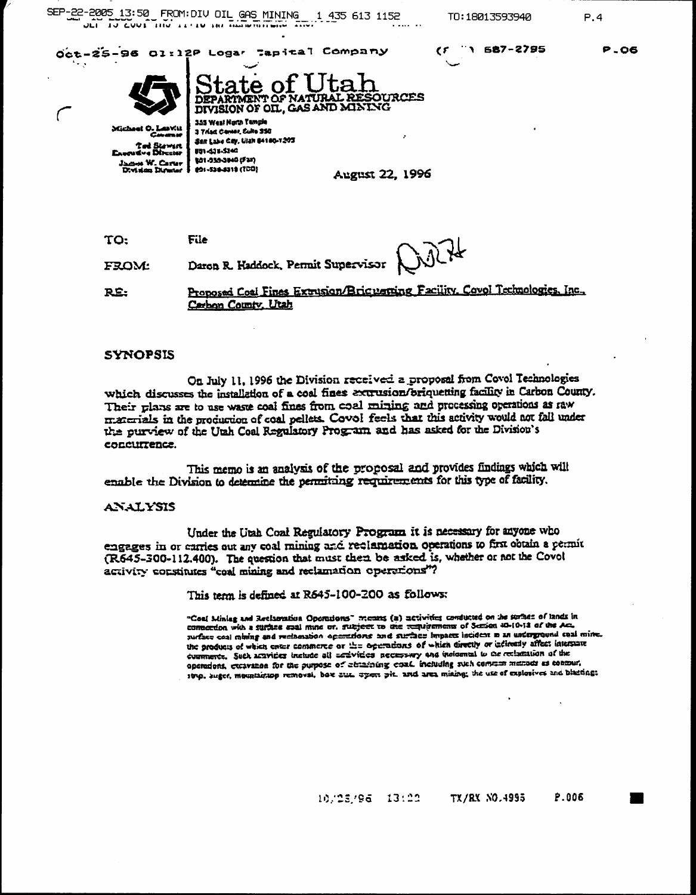# State of Utah

DEPARTMENT OF NATURAL RESOURCES
DIVISION OF OIL, GAS AND MINING

Michael O. Leavitt
Governor
Ted Stewart
Executive Director
James W. Carter
Division Director

355 West North Temple
3 Triad Center, Suite 350
Salt Lake City, Utah 84180-1203
801-538-5340
801-359-3940 (Fax)
801-538-5319 (TDD)

August 22, 1996

TO: File

FROM: Daron R. Haddock, Permit Supervisor

RE: Proposed Coal Fines Extrusion/Briquetting Facility, Covol Technologies, Inc., Carbon County, Utah

## SYNOPSIS

On July 11, 1996 the Division received a proposal from Covol Technologies which discusses the installation of a coal fines extrusion/briquetting facility in Carbon County. Their plans are to use waste coal fines from coal mining and processing operations as raw materials in the production of coal pellets. Covol feels that this activity would not fall under the purview of the Utah Coal Regulatory Program and has asked for the Division's concurrence.

This memo is an analysis of the proposal and provides findings which will enable the Division to determine the permitting requirements for this type of facility.

## ANALYSIS

Under the Utah Coal Regulatory Program it is necessary for anyone who engages in or carries out any coal mining and reclamation operations to first obtain a permit (R645-300-112.400). The question that must then be asked is, whether or not the Covol activity constitutes "coal mining and reclamation operations"?

This term is defined at R645-100-200 as follows:

> "Coal Mining and Reclamation Operations" means (a) activities conducted on the surface of lands in connection with a surface coal mine or, subject to the requirements of Section 40-10-18 of the Act, surface coal mining and reclamation operations and surface impacts incident to an underground coal mine, the products of which enter commerce or the operations of which directly or indirectly affect interstate commerce. Such activities include all activities necessary and incidental to the reclamation of the operations, excavation for the purpose of obtaining coal, including such common methods as contour, strip, auger, mountaintop removal, box cut, open pit, and area mining; the use of explosives and blasting;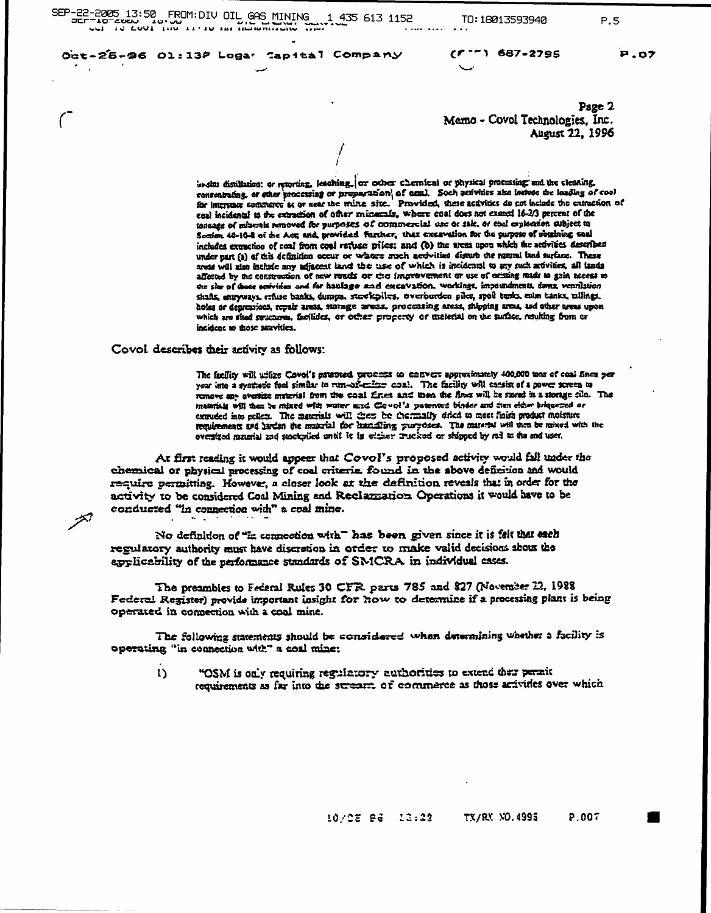Memo - Covol Technologies, Inc.
August 22, 1996

in-situ distillation; or retorting, leaching, or other chemical or physical processing; and the cleaning, concentrating, or other processing or preparation of coal. Such activities also include the loading of coal for interstate commerce at or near the mine site. Provided, these activities do not include the extraction of coal incidental to the extraction of other minerals, where coal does not exceed 16-2/3 percent of the tonnage of minerals removed for purposes of commercial use or sale, or coal exploration subject to Section 40-10-8 of the Act; and, provided further, that excavation for the purpose of obtaining coal includes extraction of coal from coal refuse piles; and (b) the areas upon which the activities described under part (a) of this definition occur or where such activities disturb the natural land surface. These areas will also include any adjacent land the use of which is incidental to any such activities, all lands affected by the construction of new roads or the improvement or use of existing roads to gain access to the site of those activities and for haulage and excavation, workings, impoundments, dams, ventilation shafts, entryways, refuse banks, dumps, stockpiles, overburden piles, spoil banks, culm banks, tailings, holes or depressions, repair areas, storage areas, processing areas, shipping areas, and other areas upon which are sited structures, facilities, or other property or material on the surface, resulting from or incident to those activities.

Covol describes their activity as follows:

> The facility will utilize Covol's patented process to convert approximately 400,000 tons of coal fines per year into a synthetic fuel similar to run-of-mine coal. The facility will consist of a power screen to remove any oversize material from the coal fines and then the fines will be stored in a storage silo. The materials will then be mixed with water and Covol's patented binder and then either briquetted or extruded into pellets. The materials will then be thermally dried to meet finish product moisture requirements and harden the material for handling purposes. The material will then be mixed with the oversized material and stockpiled until it is either trucked or shipped by rail to the end user.

At first reading it would appear that Covol's proposed activity would fall under the chemical or physical processing of coal criteria found in the above definition and would require permitting. However, a closer look at the definition reveals that in order for the activity to be considered Coal Mining and Reclamation Operations it would have to be conducted "in connection with" a coal mine.

No definition of "in connection with" has been given since it is felt that each regulatory authority must have discretion in order to make valid decisions about the applicability of the performance standards of SMCRA in individual cases.

The preambles to Federal Rules 30 CFR parts 785 and 827 (November 22, 1988 Federal Register) provide important insight for how to determine if a processing plant is being operated in connection with a coal mine.

The following statements should be considered when determining whether a facility is operating "in connection with" a coal mine:

1) "OSM is only requiring regulatory authorities to extend their permit requirements as far into the stream of commerce as those activities over which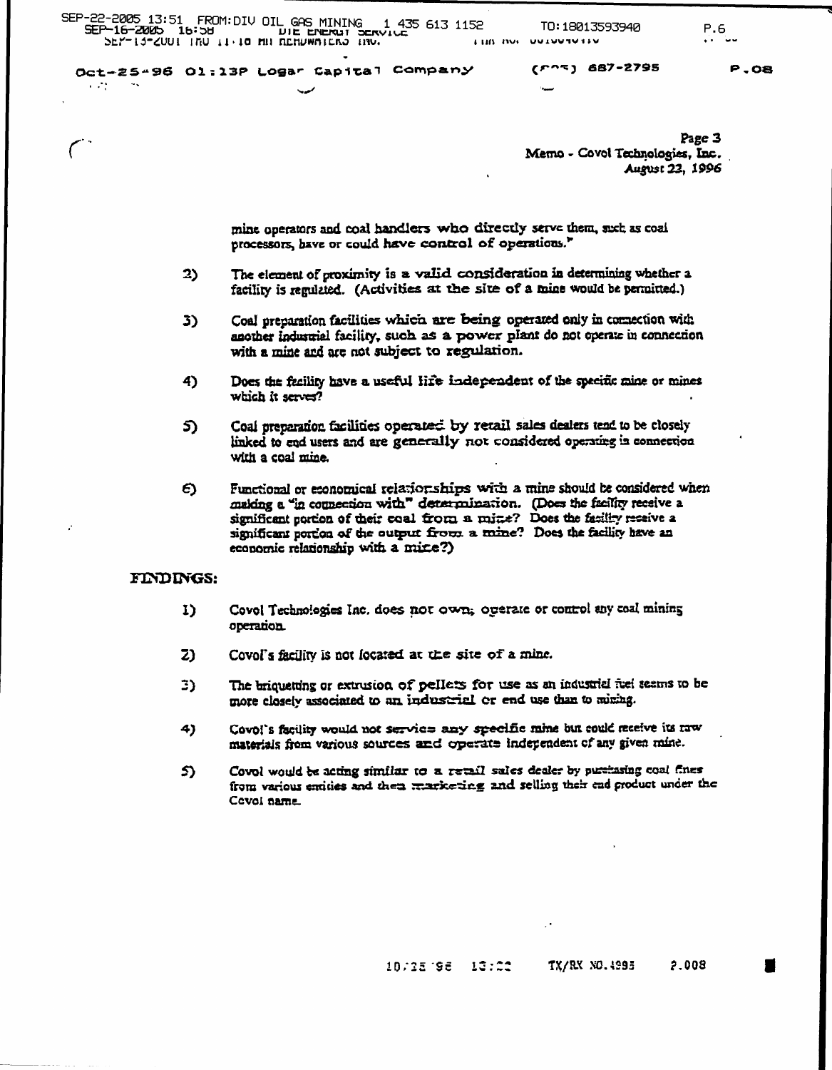mine operators and coal handlers who directly serve them, such as coal processors, have or could have control of operations."

2) The element of proximity is a valid consideration in determining whether a facility is regulated. (Activities at the site of a mine would be permitted.)

3) Coal preparation facilities which are being operated only in connection with another industrial facility, such as a power plant do not operate in connection with a mine and are not subject to regulation.

4) Does the facility have a useful life independent of the specific mine or mines which it serves?

5) Coal preparation facilities operated by retail sales dealers tend to be closely linked to end users and are generally not considered operating in connection with a coal mine.

6) Functional or economical relationships with a mine should be considered when making a "in connection with" determination. (Does the facility receive a significant portion of their coal from a mine? Does the facility receive a significant portion of the output from a mine? Does the facility have an economic relationship with a mine?)

**FINDINGS:**

1) Covol Technologies Inc. does not own, operate or control any coal mining operation.

2) Covol's facility is not located at the site of a mine.

3) The briquetting or extrusion of pellets for use as an industrial fuel seems to be more closely associated to an industrial or end use than to mining.

4) Covol's facility would not service any specific mine but could receive its raw materials from various sources and operate independent of any given mine.

5) Covol would be acting similar to a retail sales dealer by purchasing coal fines from various entities and then marketing and selling their end product under the Covol name.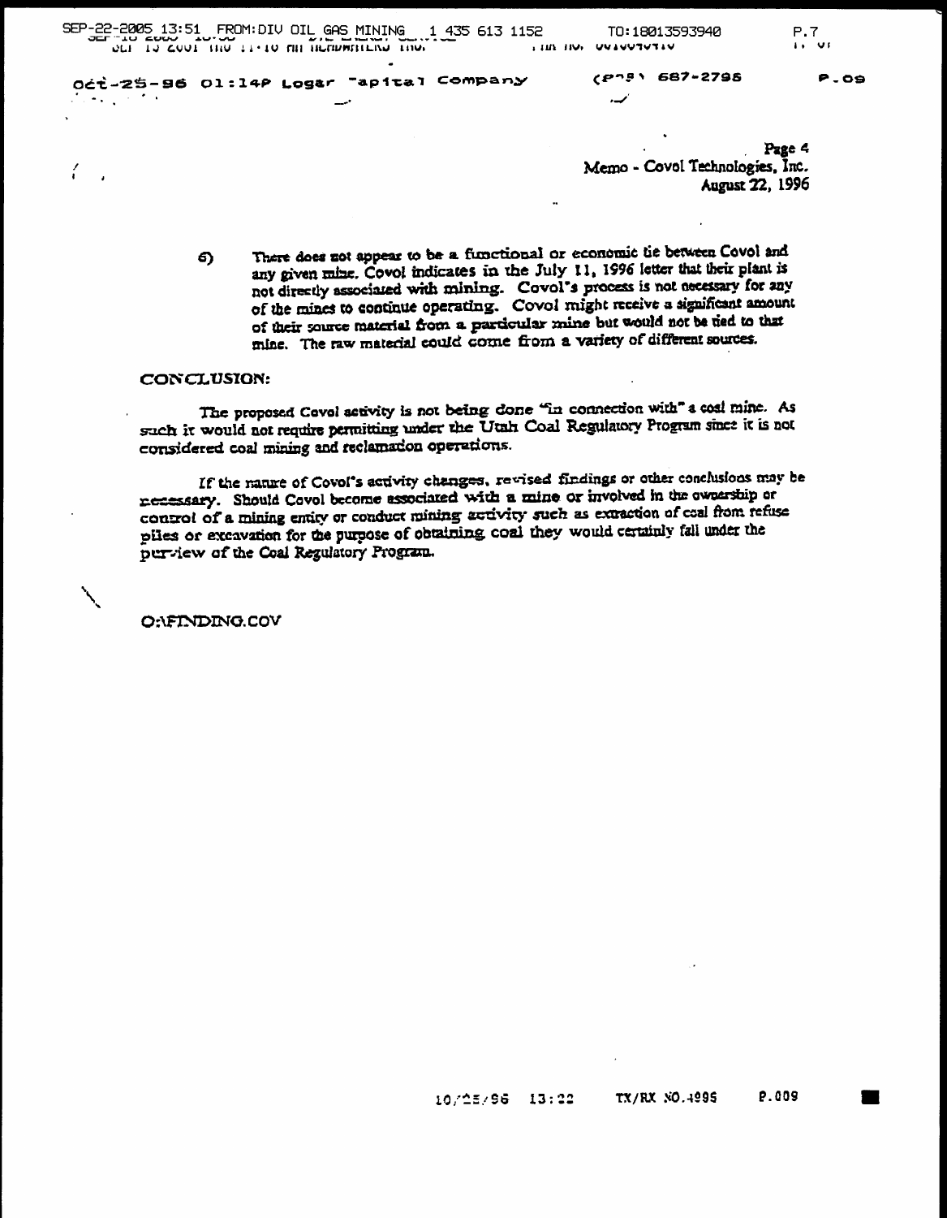Page 4
Memo - Covol Technologies, Inc.
August 22, 1996

6) There does not appear to be a functional or economic tie between Covol and any given mine. Covol indicates in the July 11, 1996 letter that their plant is not directly associated with mining. Covol's process is not necessary for any of the mines to continue operating. Covol might receive a significant amount of their source material from a particular mine but would not be tied to that mine. The raw material could come from a variety of different sources.

## CONCLUSION:

The proposed Covol activity is not being done "in connection with" a coal mine. As such it would not require permitting under the Utah Coal Regulatory Program since it is not considered coal mining and reclamation operations.

If the nature of Covol's activity changes, revised findings or other conclusions may be necessary. Should Covol become associated with a mine or involved in the ownership or control of a mining entity or conduct mining activity such as extraction of coal from refuse piles or excavation for the purpose of obtaining coal they would certainly fall under the purview of the Coal Regulatory Program.

O:\FINDING.COV